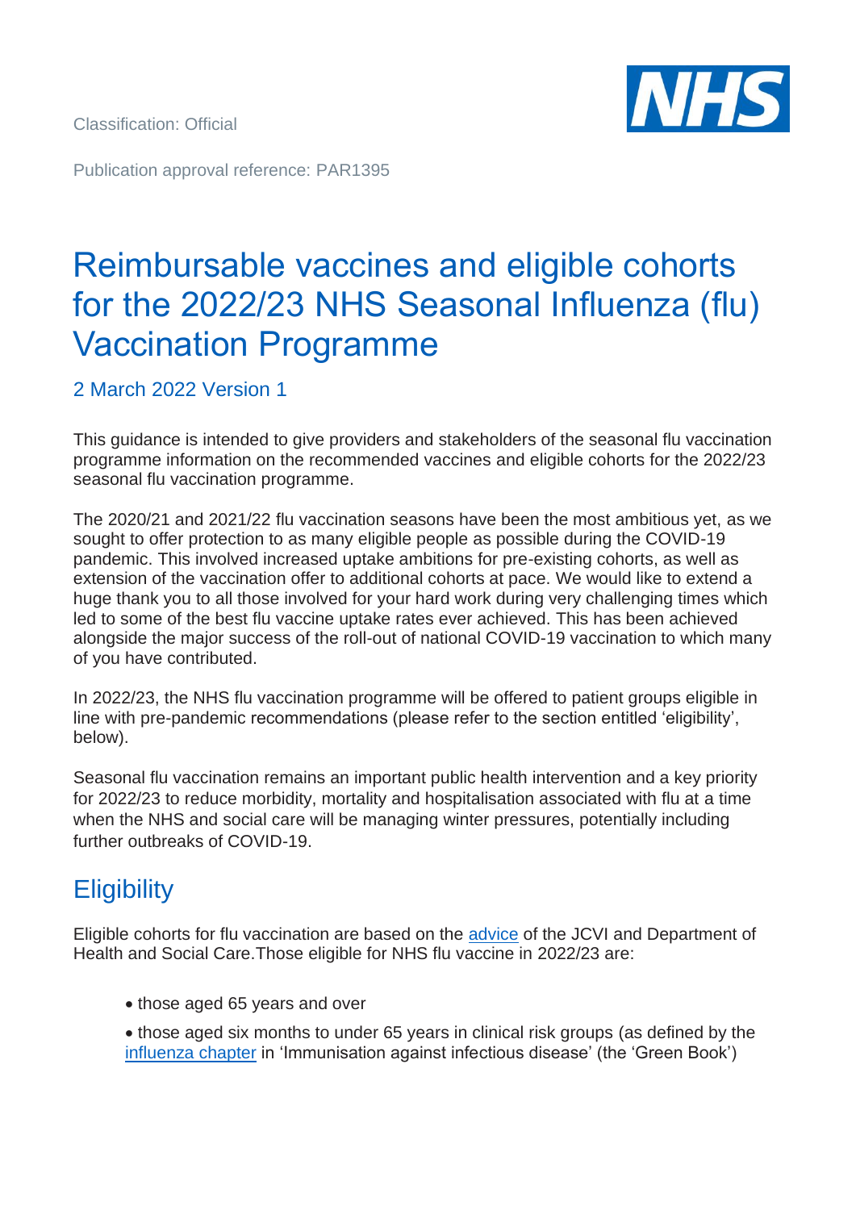Classification: Official

Publication approval reference: PAR1395

# Reimbursable vaccines and eligible cohorts for the 2022/23 NHS Seasonal Influenza (flu) Vaccination Programme

2 March 2022 Version 1

This guidance is intended to give providers and stakeholders of the seasonal flu vaccination programme information on the recommended vaccines and eligible cohorts for the 2022/23 seasonal flu vaccination programme.

The 2020/21 and 2021/22 flu vaccination seasons have been the most ambitious yet, as we sought to offer protection to as many eligible people as possible during the COVID-19 pandemic. This involved increased uptake ambitions for pre-existing cohorts, as well as extension of the vaccination offer to additional cohorts at pace. We would like to extend a huge thank you to all those involved for your hard work during very challenging times which led to some of the best flu vaccine uptake rates ever achieved. This has been achieved alongside the major success of the roll-out of national COVID-19 vaccination to which many of you have contributed.

In 2022/23, the NHS flu vaccination programme will be offered to patient groups eligible in line with pre-pandemic recommendations (please refer to the section entitled 'eligibility', below).

Seasonal flu vaccination remains an important public health intervention and a key priority for 2022/23 to reduce morbidity, mortality and hospitalisation associated with flu at a time when the NHS and social care will be managing winter pressures, potentially including further outbreaks of COVID-19.

## Eligibility

Eligible cohorts for flu vaccination are based on the advice of the JCVI and Department of Health and Social Care.Those eligible for NHS flu vaccine in 2022/23 are:

- those aged 65 years and over
- those aged six months to under 65 years in clinical risk groups (as defined by the influenza chapter in 'Immunisation against infectious disease' (the 'Green Book')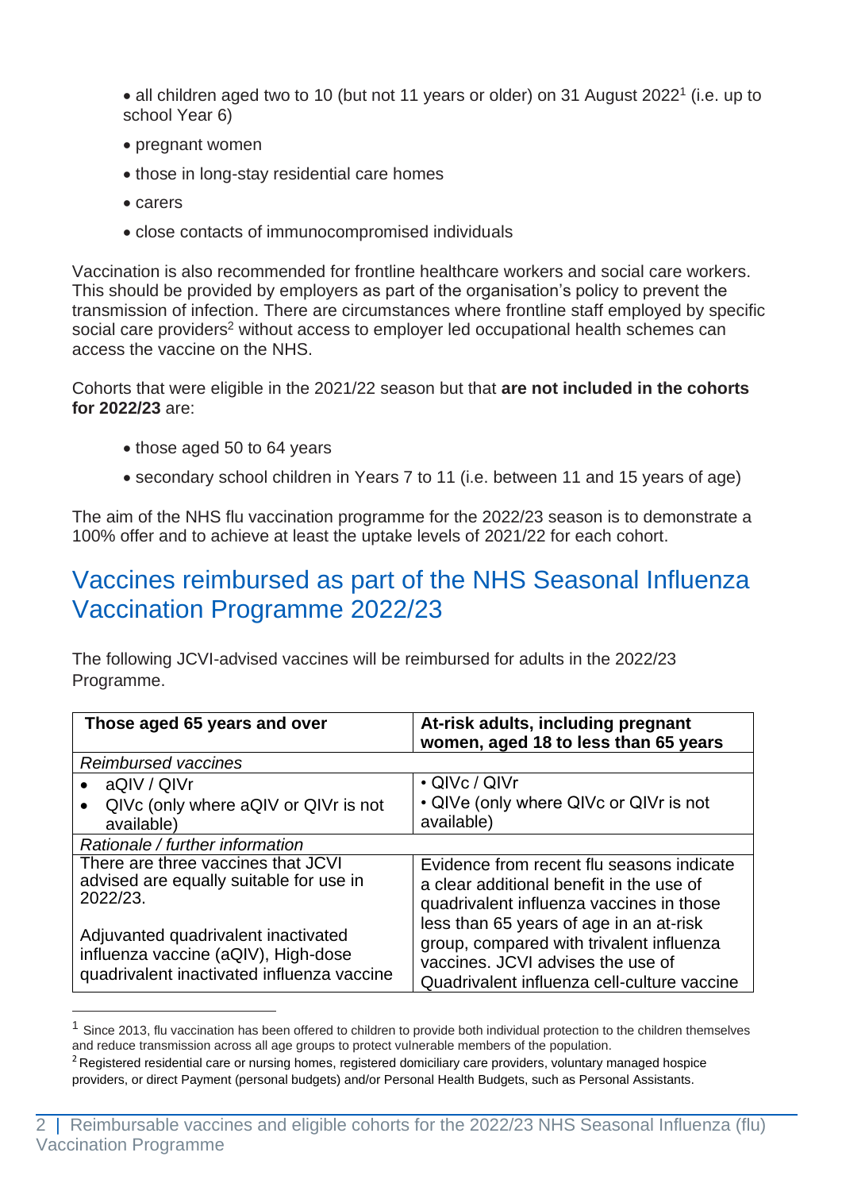- all children aged two to 10 (but not 11 years or older) on 31 August 2022[1] (i.e. up to school Year 6)
- pregnant women
- those in long-stay residential care homes
- carers
- close contacts of immunocompromised individuals

Vaccination is also recommended for frontline healthcare workers and social care workers. This should be provided by employers as part of the organisation's policy to prevent the transmission of infection. There are circumstances where frontline staff employed by specific social care providers[2] without access to employer led occupational health schemes can access the vaccine on the NHS.

Cohorts that were eligible in the 2021/22 season but that **are not included in the cohorts for 2022/23** are:

- those aged 50 to 64 years
- secondary school children in Years 7 to 11 (i.e. between 11 and 15 years of age)

The aim of the NHS flu vaccination programme for the 2022/23 season is to demonstrate a 100% offer and to achieve at least the uptake levels of 2021/22 for each cohort.

## Vaccines reimbursed as part of the NHS Seasonal Influenza Vaccination Programme 2022/23

The following JCVI-advised vaccines will be reimbursed for adults in the 2022/23 Programme.

| Those aged 65 years and over | At-risk adults, including pregnant women, aged 18 to less than 65 years |
|---|---|
| *Reimbursed vaccines* | |
| • aQIV / QIVr<br>• QIVc (only where aQIV or QIVr is not available) | • QIVc / QIVr<br>• QIVe (only where QIVc or QIVr is not available) |
| *Rationale / further information* | |
| There are three vaccines that JCVI advised are equally suitable for use in 2022/23.<br><br>Adjuvanted quadrivalent inactivated influenza vaccine (aQIV), High-dose quadrivalent inactivated influenza vaccine | Evidence from recent flu seasons indicate a clear additional benefit in the use of quadrivalent influenza vaccines in those less than 65 years of age in an at-risk group, compared with trivalent influenza vaccines. JCVI advises the use of Quadrivalent influenza cell-culture vaccine |

[1] Since 2013, flu vaccination has been offered to children to provide both individual protection to the children themselves and reduce transmission across all age groups to protect vulnerable members of the population.

[2] Registered residential care or nursing homes, registered domiciliary care providers, voluntary managed hospice providers, or direct Payment (personal budgets) and/or Personal Health Budgets, such as Personal Assistants.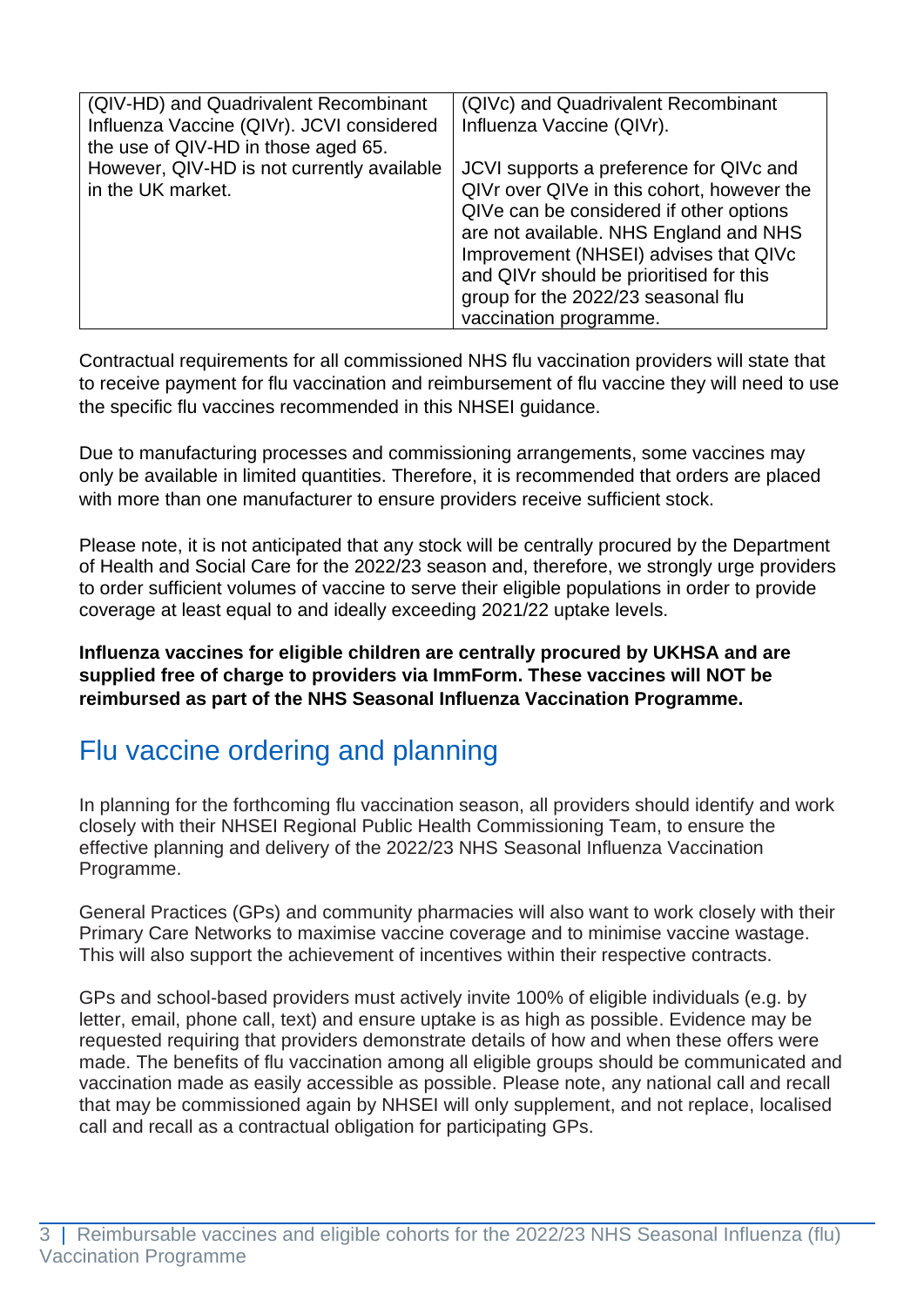| | |
|---|---|
| (QIV-HD) and Quadrivalent Recombinant Influenza Vaccine (QIVr). JCVI considered the use of QIV-HD in those aged 65. However, QIV-HD is not currently available in the UK market. | (QIVc) and Quadrivalent Recombinant Influenza Vaccine (QIVr).<br><br>JCVI supports a preference for QIVc and QIVr over QIVe in this cohort, however the QIVe can be considered if other options are not available. NHS England and NHS Improvement (NHSEI) advises that QIVc and QIVr should be prioritised for this group for the 2022/23 seasonal flu vaccination programme. |

Contractual requirements for all commissioned NHS flu vaccination providers will state that to receive payment for flu vaccination and reimbursement of flu vaccine they will need to use the specific flu vaccines recommended in this NHSEI guidance.

Due to manufacturing processes and commissioning arrangements, some vaccines may only be available in limited quantities. Therefore, it is recommended that orders are placed with more than one manufacturer to ensure providers receive sufficient stock.

Please note, it is not anticipated that any stock will be centrally procured by the Department of Health and Social Care for the 2022/23 season and, therefore, we strongly urge providers to order sufficient volumes of vaccine to serve their eligible populations in order to provide coverage at least equal to and ideally exceeding 2021/22 uptake levels.

**Influenza vaccines for eligible children are centrally procured by UKHSA and are supplied free of charge to providers via ImmForm. These vaccines will NOT be reimbursed as part of the NHS Seasonal Influenza Vaccination Programme.**

## Flu vaccine ordering and planning

In planning for the forthcoming flu vaccination season, all providers should identify and work closely with their NHSEI Regional Public Health Commissioning Team, to ensure the effective planning and delivery of the 2022/23 NHS Seasonal Influenza Vaccination Programme.

General Practices (GPs) and community pharmacies will also want to work closely with their Primary Care Networks to maximise vaccine coverage and to minimise vaccine wastage. This will also support the achievement of incentives within their respective contracts.

GPs and school-based providers must actively invite 100% of eligible individuals (e.g. by letter, email, phone call, text) and ensure uptake is as high as possible. Evidence may be requested requiring that providers demonstrate details of how and when these offers were made. The benefits of flu vaccination among all eligible groups should be communicated and vaccination made as easily accessible as possible. Please note, any national call and recall that may be commissioned again by NHSEI will only supplement, and not replace, localised call and recall as a contractual obligation for participating GPs.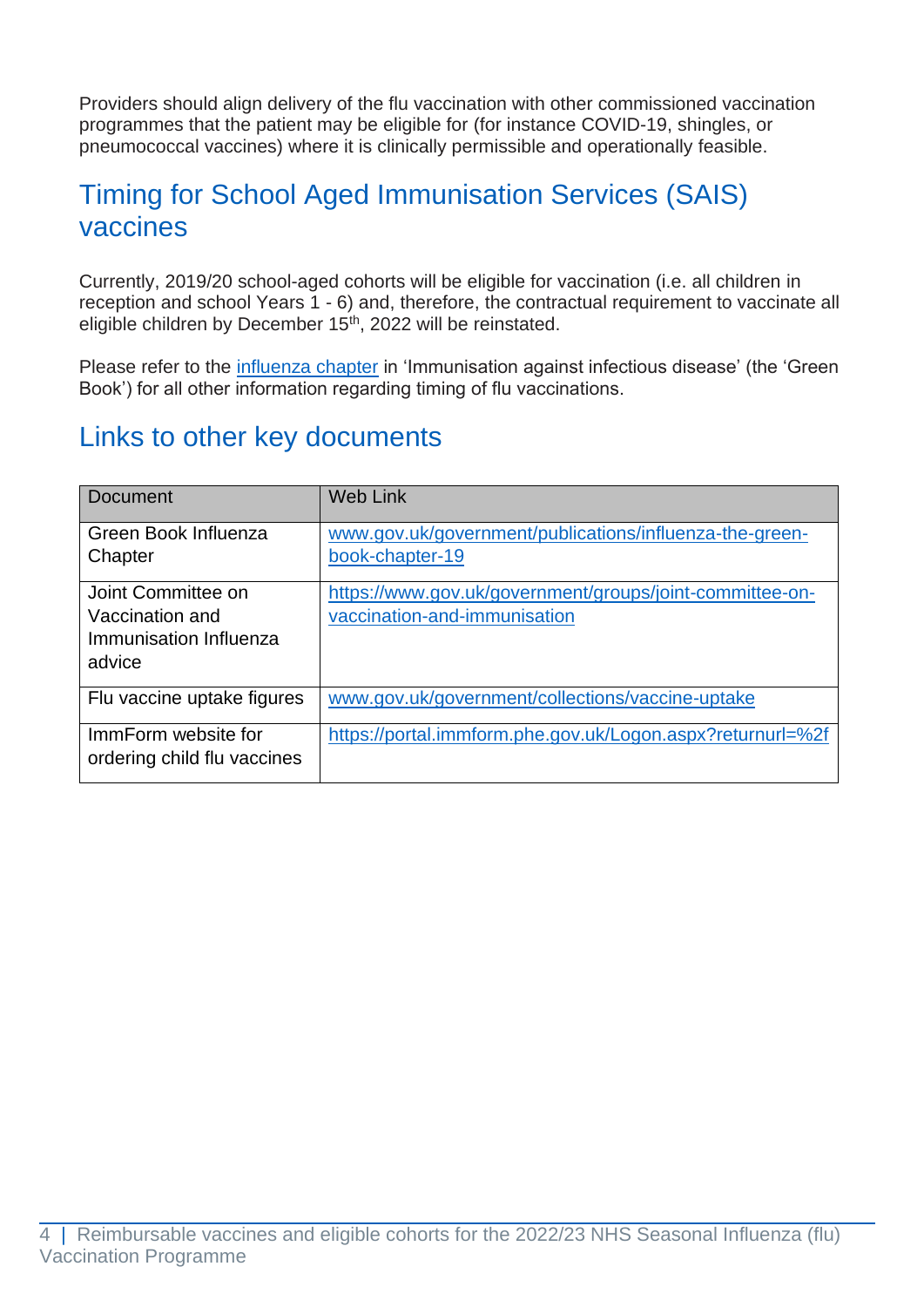Providers should align delivery of the flu vaccination with other commissioned vaccination programmes that the patient may be eligible for (for instance COVID-19, shingles, or pneumococcal vaccines) where it is clinically permissible and operationally feasible.

## Timing for School Aged Immunisation Services (SAIS) vaccines

Currently, 2019/20 school-aged cohorts will be eligible for vaccination (i.e. all children in reception and school Years 1 - 6) and, therefore, the contractual requirement to vaccinate all eligible children by December 15th, 2022 will be reinstated.

Please refer to the influenza chapter in 'Immunisation against infectious disease' (the 'Green Book') for all other information regarding timing of flu vaccinations.

## Links to other key documents

| Document | Web Link |
|---|---|
| Green Book Influenza Chapter | www.gov.uk/government/publications/influenza-the-green-book-chapter-19 |
| Joint Committee on Vaccination and Immunisation Influenza advice | https://www.gov.uk/government/groups/joint-committee-on-vaccination-and-immunisation |
| Flu vaccine uptake figures | www.gov.uk/government/collections/vaccine-uptake |
| ImmForm website for ordering child flu vaccines | https://portal.immform.phe.gov.uk/Logon.aspx?returnurl=%2f |